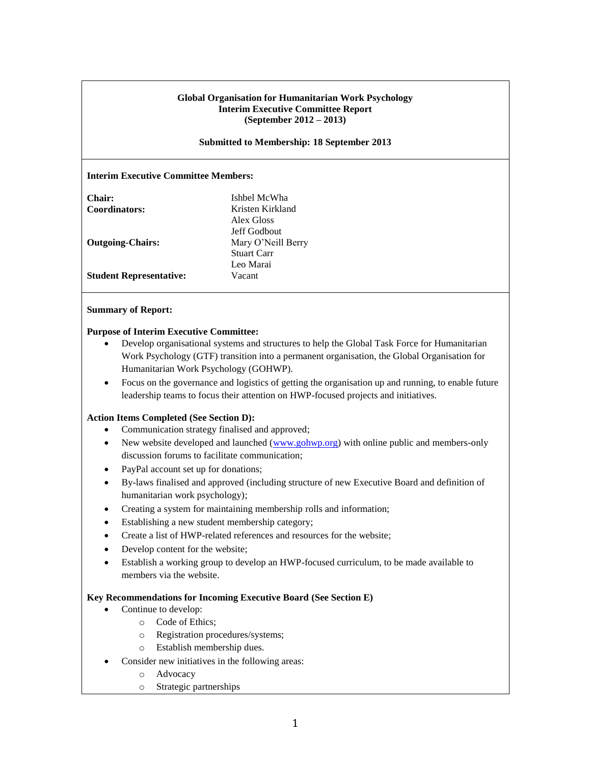**Global Organisation for Humanitarian Work Psychology**
**Interim Executive Committee Report**
**(September 2012 – 2013)**

**Submitted to Membership: 18 September 2013**

**Interim Executive Committee Members:**

| | |
|---|---|
| **Chair:** | Ishbel McWha |
| **Coordinators:** | Kristen Kirkland |
| | Alex Gloss |
| | Jeff Godbout |
| **Outgoing-Chairs:** | Mary O'Neill Berry |
| | Stuart Carr |
| | Leo Marai |
| **Student Representative:** | Vacant |

**Summary of Report:**

**Purpose of Interim Executive Committee:**

- Develop organisational systems and structures to help the Global Task Force for Humanitarian Work Psychology (GTF) transition into a permanent organisation, the Global Organisation for Humanitarian Work Psychology (GOHWP).
- Focus on the governance and logistics of getting the organisation up and running, to enable future leadership teams to focus their attention on HWP-focused projects and initiatives.

**Action Items Completed (See Section D):**

- Communication strategy finalised and approved;
- New website developed and launched (www.gohwp.org) with online public and members-only discussion forums to facilitate communication;
- PayPal account set up for donations;
- By-laws finalised and approved (including structure of new Executive Board and definition of humanitarian work psychology);
- Creating a system for maintaining membership rolls and information;
- Establishing a new student membership category;
- Create a list of HWP-related references and resources for the website;
- Develop content for the website;
- Establish a working group to develop an HWP-focused curriculum, to be made available to members via the website.

**Key Recommendations for Incoming Executive Board (See Section E)**

- Continue to develop:
  - Code of Ethics;
  - Registration procedures/systems;
  - Establish membership dues.
- Consider new initiatives in the following areas:
  - Advocacy
  - Strategic partnerships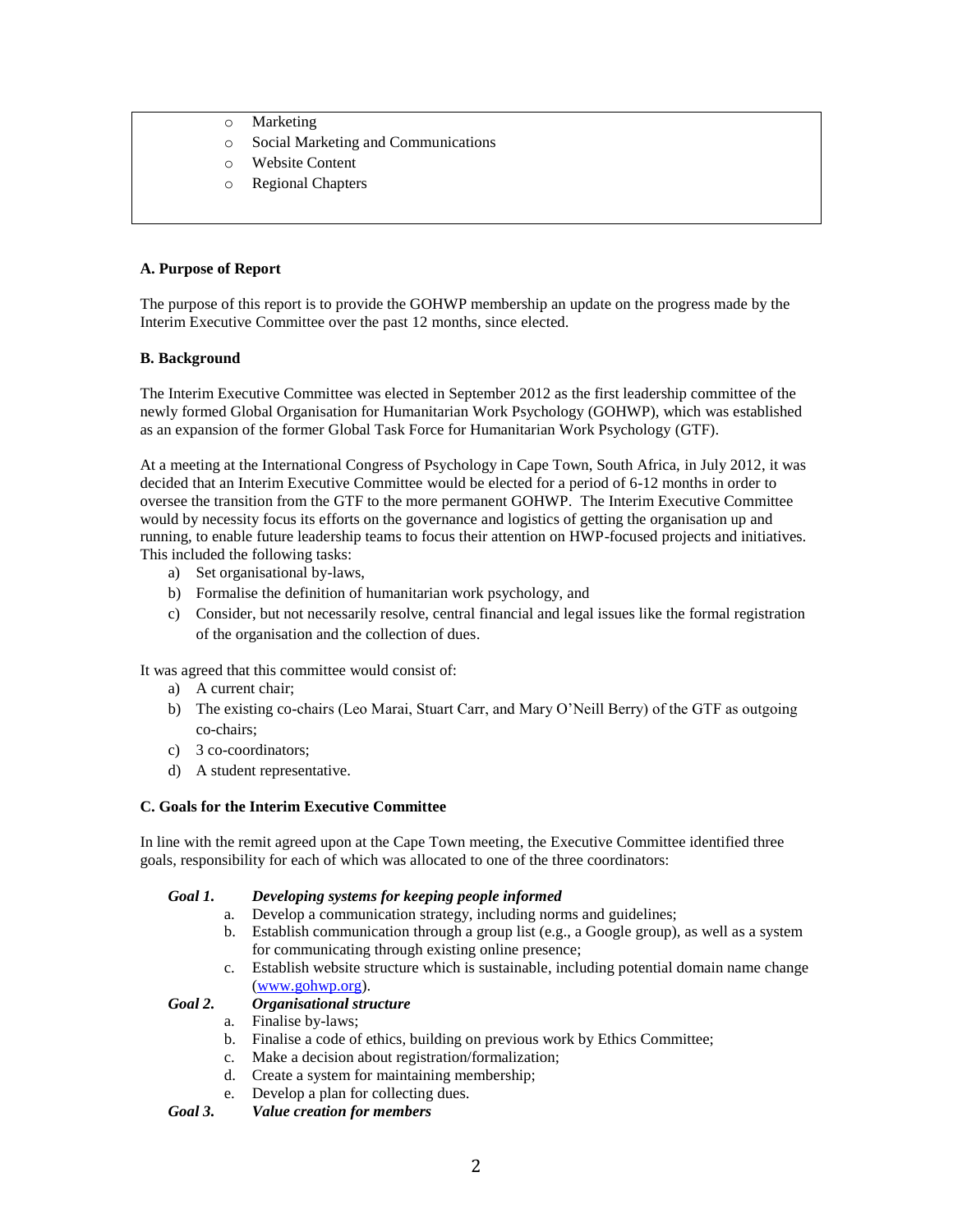- Marketing
- Social Marketing and Communications
- Website Content
- Regional Chapters

**A. Purpose of Report**

The purpose of this report is to provide the GOHWP membership an update on the progress made by the Interim Executive Committee over the past 12 months, since elected.

**B. Background**

The Interim Executive Committee was elected in September 2012 as the first leadership committee of the newly formed Global Organisation for Humanitarian Work Psychology (GOHWP), which was established as an expansion of the former Global Task Force for Humanitarian Work Psychology (GTF).

At a meeting at the International Congress of Psychology in Cape Town, South Africa, in July 2012, it was decided that an Interim Executive Committee would be elected for a period of 6-12 months in order to oversee the transition from the GTF to the more permanent GOHWP. The Interim Executive Committee would by necessity focus its efforts on the governance and logistics of getting the organisation up and running, to enable future leadership teams to focus their attention on HWP-focused projects and initiatives. This included the following tasks:

a) Set organisational by-laws,
b) Formalise the definition of humanitarian work psychology, and
c) Consider, but not necessarily resolve, central financial and legal issues like the formal registration of the organisation and the collection of dues.

It was agreed that this committee would consist of:

a) A current chair;
b) The existing co-chairs (Leo Marai, Stuart Carr, and Mary O'Neill Berry) of the GTF as outgoing co-chairs;
c) 3 co-coordinators;
d) A student representative.

**C. Goals for the Interim Executive Committee**

In line with the remit agreed upon at the Cape Town meeting, the Executive Committee identified three goals, responsibility for each of which was allocated to one of the three coordinators:

***Goal 1. Developing systems for keeping people informed***

a. Develop a communication strategy, including norms and guidelines;
b. Establish communication through a group list (e.g., a Google group), as well as a system for communicating through existing online presence;
c. Establish website structure which is sustainable, including potential domain name change (www.gohwp.org).

***Goal 2. Organisational structure***

a. Finalise by-laws;
b. Finalise a code of ethics, building on previous work by Ethics Committee;
c. Make a decision about registration/formalization;
d. Create a system for maintaining membership;
e. Develop a plan for collecting dues.

***Goal 3. Value creation for members***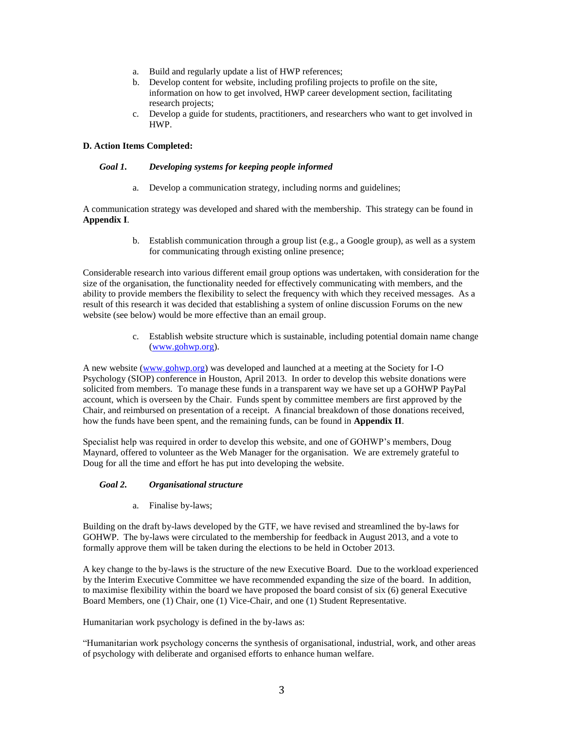a. Build and regularly update a list of HWP references;
b. Develop content for website, including profiling projects to profile on the site, information on how to get involved, HWP career development section, facilitating research projects;
c. Develop a guide for students, practitioners, and researchers who want to get involved in HWP.

**D. Action Items Completed:**

***Goal 1. Developing systems for keeping people informed***

a. Develop a communication strategy, including norms and guidelines;

A communication strategy was developed and shared with the membership. This strategy can be found in **Appendix I**.

b. Establish communication through a group list (e.g., a Google group), as well as a system for communicating through existing online presence;

Considerable research into various different email group options was undertaken, with consideration for the size of the organisation, the functionality needed for effectively communicating with members, and the ability to provide members the flexibility to select the frequency with which they received messages. As a result of this research it was decided that establishing a system of online discussion Forums on the new website (see below) would be more effective than an email group.

c. Establish website structure which is sustainable, including potential domain name change (www.gohwp.org).

A new website (www.gohwp.org) was developed and launched at a meeting at the Society for I-O Psychology (SIOP) conference in Houston, April 2013. In order to develop this website donations were solicited from members. To manage these funds in a transparent way we have set up a GOHWP PayPal account, which is overseen by the Chair. Funds spent by committee members are first approved by the Chair, and reimbursed on presentation of a receipt. A financial breakdown of those donations received, how the funds have been spent, and the remaining funds, can be found in **Appendix II**.

Specialist help was required in order to develop this website, and one of GOHWP's members, Doug Maynard, offered to volunteer as the Web Manager for the organisation. We are extremely grateful to Doug for all the time and effort he has put into developing the website.

***Goal 2. Organisational structure***

a. Finalise by-laws;

Building on the draft by-laws developed by the GTF, we have revised and streamlined the by-laws for GOHWP. The by-laws were circulated to the membership for feedback in August 2013, and a vote to formally approve them will be taken during the elections to be held in October 2013.

A key change to the by-laws is the structure of the new Executive Board. Due to the workload experienced by the Interim Executive Committee we have recommended expanding the size of the board. In addition, to maximise flexibility within the board we have proposed the board consist of six (6) general Executive Board Members, one (1) Chair, one (1) Vice-Chair, and one (1) Student Representative.

Humanitarian work psychology is defined in the by-laws as:

"Humanitarian work psychology concerns the synthesis of organisational, industrial, work, and other areas of psychology with deliberate and organised efforts to enhance human welfare.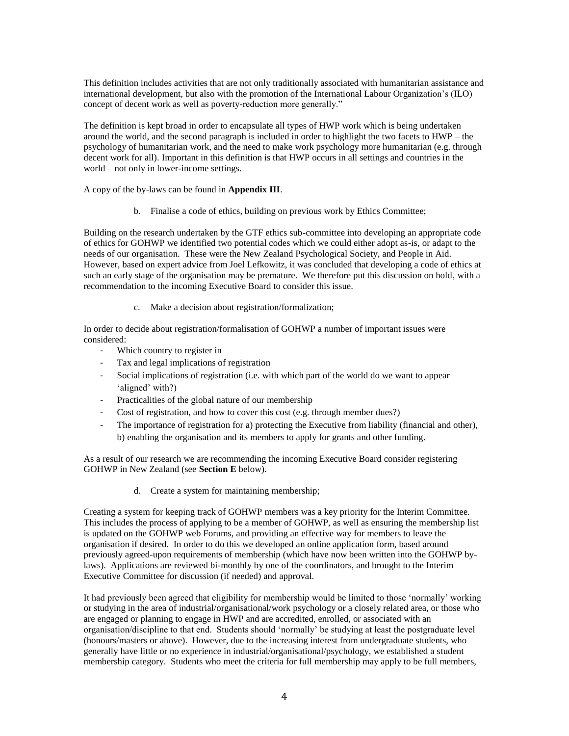This definition includes activities that are not only traditionally associated with humanitarian assistance and international development, but also with the promotion of the International Labour Organization's (ILO) concept of decent work as well as poverty-reduction more generally."

The definition is kept broad in order to encapsulate all types of HWP work which is being undertaken around the world, and the second paragraph is included in order to highlight the two facets to HWP – the psychology of humanitarian work, and the need to make work psychology more humanitarian (e.g. through decent work for all). Important in this definition is that HWP occurs in all settings and countries in the world – not only in lower-income settings.

A copy of the by-laws can be found in **Appendix III**.

b. Finalise a code of ethics, building on previous work by Ethics Committee;

Building on the research undertaken by the GTF ethics sub-committee into developing an appropriate code of ethics for GOHWP we identified two potential codes which we could either adopt as-is, or adapt to the needs of our organisation. These were the New Zealand Psychological Society, and People in Aid. However, based on expert advice from Joel Lefkowitz, it was concluded that developing a code of ethics at such an early stage of the organisation may be premature. We therefore put this discussion on hold, with a recommendation to the incoming Executive Board to consider this issue.

c. Make a decision about registration/formalization;

In order to decide about registration/formalisation of GOHWP a number of important issues were considered:

- Which country to register in
- Tax and legal implications of registration
- Social implications of registration (i.e. with which part of the world do we want to appear 'aligned' with?)
- Practicalities of the global nature of our membership
- Cost of registration, and how to cover this cost (e.g. through member dues?)
- The importance of registration for a) protecting the Executive from liability (financial and other), b) enabling the organisation and its members to apply for grants and other funding.

As a result of our research we are recommending the incoming Executive Board consider registering GOHWP in New Zealand (see **Section E** below).

d. Create a system for maintaining membership;

Creating a system for keeping track of GOHWP members was a key priority for the Interim Committee. This includes the process of applying to be a member of GOHWP, as well as ensuring the membership list is updated on the GOHWP web Forums, and providing an effective way for members to leave the organisation if desired. In order to do this we developed an online application form, based around previously agreed-upon requirements of membership (which have now been written into the GOHWP by-laws). Applications are reviewed bi-monthly by one of the coordinators, and brought to the Interim Executive Committee for discussion (if needed) and approval.

It had previously been agreed that eligibility for membership would be limited to those 'normally' working or studying in the area of industrial/organisational/work psychology or a closely related area, or those who are engaged or planning to engage in HWP and are accredited, enrolled, or associated with an organisation/discipline to that end. Students should 'normally' be studying at least the postgraduate level (honours/masters or above). However, due to the increasing interest from undergraduate students, who generally have little or no experience in industrial/organisational/psychology, we established a student membership category. Students who meet the criteria for full membership may apply to be full members,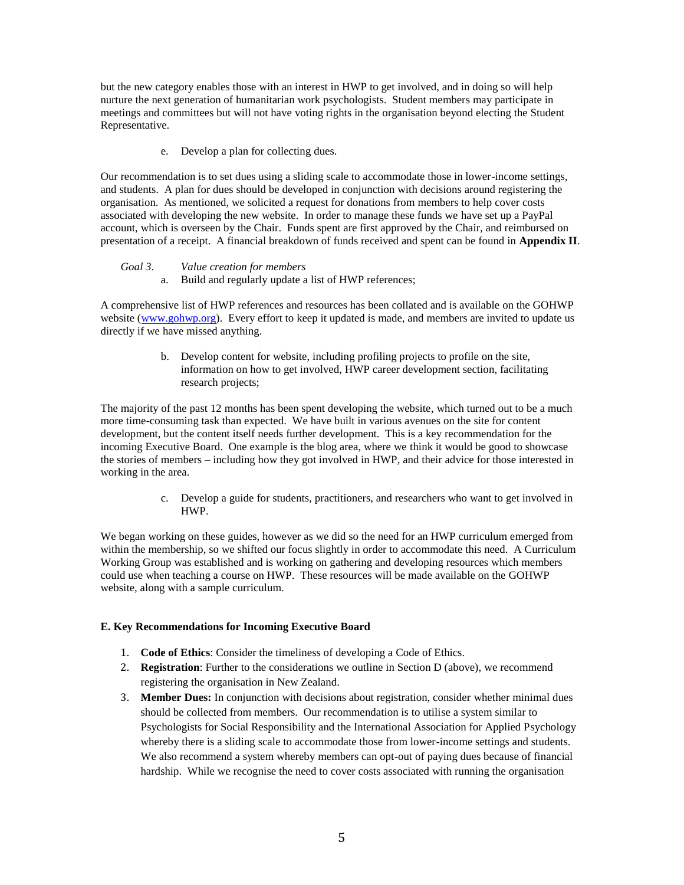but the new category enables those with an interest in HWP to get involved, and in doing so will help nurture the next generation of humanitarian work psychologists. Student members may participate in meetings and committees but will not have voting rights in the organisation beyond electing the Student Representative.

e. Develop a plan for collecting dues.

Our recommendation is to set dues using a sliding scale to accommodate those in lower-income settings, and students. A plan for dues should be developed in conjunction with decisions around registering the organisation. As mentioned, we solicited a request for donations from members to help cover costs associated with developing the new website. In order to manage these funds we have set up a PayPal account, which is overseen by the Chair. Funds spent are first approved by the Chair, and reimbursed on presentation of a receipt. A financial breakdown of funds received and spent can be found in **Appendix II**.

*Goal 3. Value creation for members*

a. Build and regularly update a list of HWP references;

A comprehensive list of HWP references and resources has been collated and is available on the GOHWP website (www.gohwp.org). Every effort to keep it updated is made, and members are invited to update us directly if we have missed anything.

b. Develop content for website, including profiling projects to profile on the site, information on how to get involved, HWP career development section, facilitating research projects;

The majority of the past 12 months has been spent developing the website, which turned out to be a much more time-consuming task than expected. We have built in various avenues on the site for content development, but the content itself needs further development. This is a key recommendation for the incoming Executive Board. One example is the blog area, where we think it would be good to showcase the stories of members – including how they got involved in HWP, and their advice for those interested in working in the area.

c. Develop a guide for students, practitioners, and researchers who want to get involved in HWP.

We began working on these guides, however as we did so the need for an HWP curriculum emerged from within the membership, so we shifted our focus slightly in order to accommodate this need. A Curriculum Working Group was established and is working on gathering and developing resources which members could use when teaching a course on HWP. These resources will be made available on the GOHWP website, along with a sample curriculum.

**E. Key Recommendations for Incoming Executive Board**

1. **Code of Ethics**: Consider the timeliness of developing a Code of Ethics.
2. **Registration**: Further to the considerations we outline in Section D (above), we recommend registering the organisation in New Zealand.
3. **Member Dues:** In conjunction with decisions about registration, consider whether minimal dues should be collected from members. Our recommendation is to utilise a system similar to Psychologists for Social Responsibility and the International Association for Applied Psychology whereby there is a sliding scale to accommodate those from lower-income settings and students. We also recommend a system whereby members can opt-out of paying dues because of financial hardship. While we recognise the need to cover costs associated with running the organisation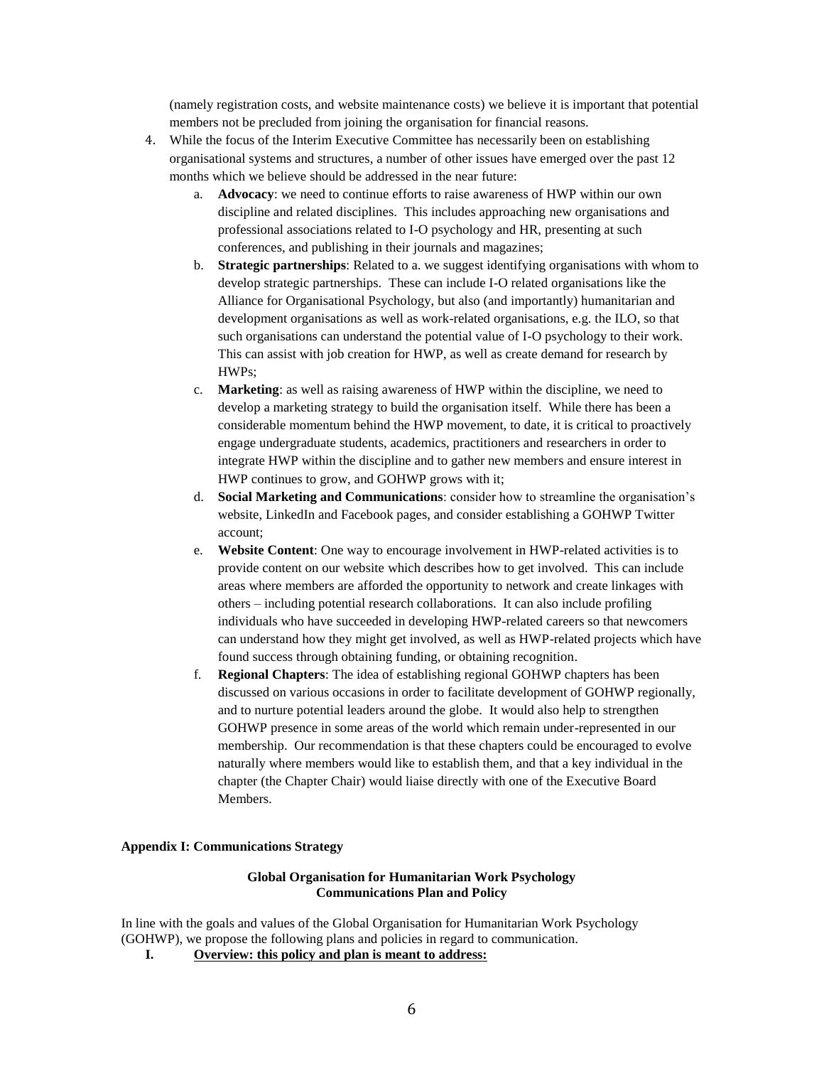(namely registration costs, and website maintenance costs) we believe it is important that potential members not be precluded from joining the organisation for financial reasons.

4. While the focus of the Interim Executive Committee has necessarily been on establishing organisational systems and structures, a number of other issues have emerged over the past 12 months which we believe should be addressed in the near future:
   a. **Advocacy**: we need to continue efforts to raise awareness of HWP within our own discipline and related disciplines. This includes approaching new organisations and professional associations related to I-O psychology and HR, presenting at such conferences, and publishing in their journals and magazines;
   b. **Strategic partnerships**: Related to a. we suggest identifying organisations with whom to develop strategic partnerships. These can include I-O related organisations like the Alliance for Organisational Psychology, but also (and importantly) humanitarian and development organisations as well as work-related organisations, e.g. the ILO, so that such organisations can understand the potential value of I-O psychology to their work. This can assist with job creation for HWP, as well as create demand for research by HWPs;
   c. **Marketing**: as well as raising awareness of HWP within the discipline, we need to develop a marketing strategy to build the organisation itself. While there has been a considerable momentum behind the HWP movement, to date, it is critical to proactively engage undergraduate students, academics, practitioners and researchers in order to integrate HWP within the discipline and to gather new members and ensure interest in HWP continues to grow, and GOHWP grows with it;
   d. **Social Marketing and Communications**: consider how to streamline the organisation's website, LinkedIn and Facebook pages, and consider establishing a GOHWP Twitter account;
   e. **Website Content**: One way to encourage involvement in HWP-related activities is to provide content on our website which describes how to get involved. This can include areas where members are afforded the opportunity to network and create linkages with others – including potential research collaborations. It can also include profiling individuals who have succeeded in developing HWP-related careers so that newcomers can understand how they might get involved, as well as HWP-related projects which have found success through obtaining funding, or obtaining recognition.
   f. **Regional Chapters**: The idea of establishing regional GOHWP chapters has been discussed on various occasions in order to facilitate development of GOHWP regionally, and to nurture potential leaders around the globe. It would also help to strengthen GOHWP presence in some areas of the world which remain under-represented in our membership. Our recommendation is that these chapters could be encouraged to evolve naturally where members would like to establish them, and that a key individual in the chapter (the Chapter Chair) would liaise directly with one of the Executive Board Members.

**Appendix I: Communications Strategy**

**Global Organisation for Humanitarian Work Psychology**
**Communications Plan and Policy**

In line with the goals and values of the Global Organisation for Humanitarian Work Psychology (GOHWP), we propose the following plans and policies in regard to communication.

**I. <u>Overview: this policy and plan is meant to address:</u>**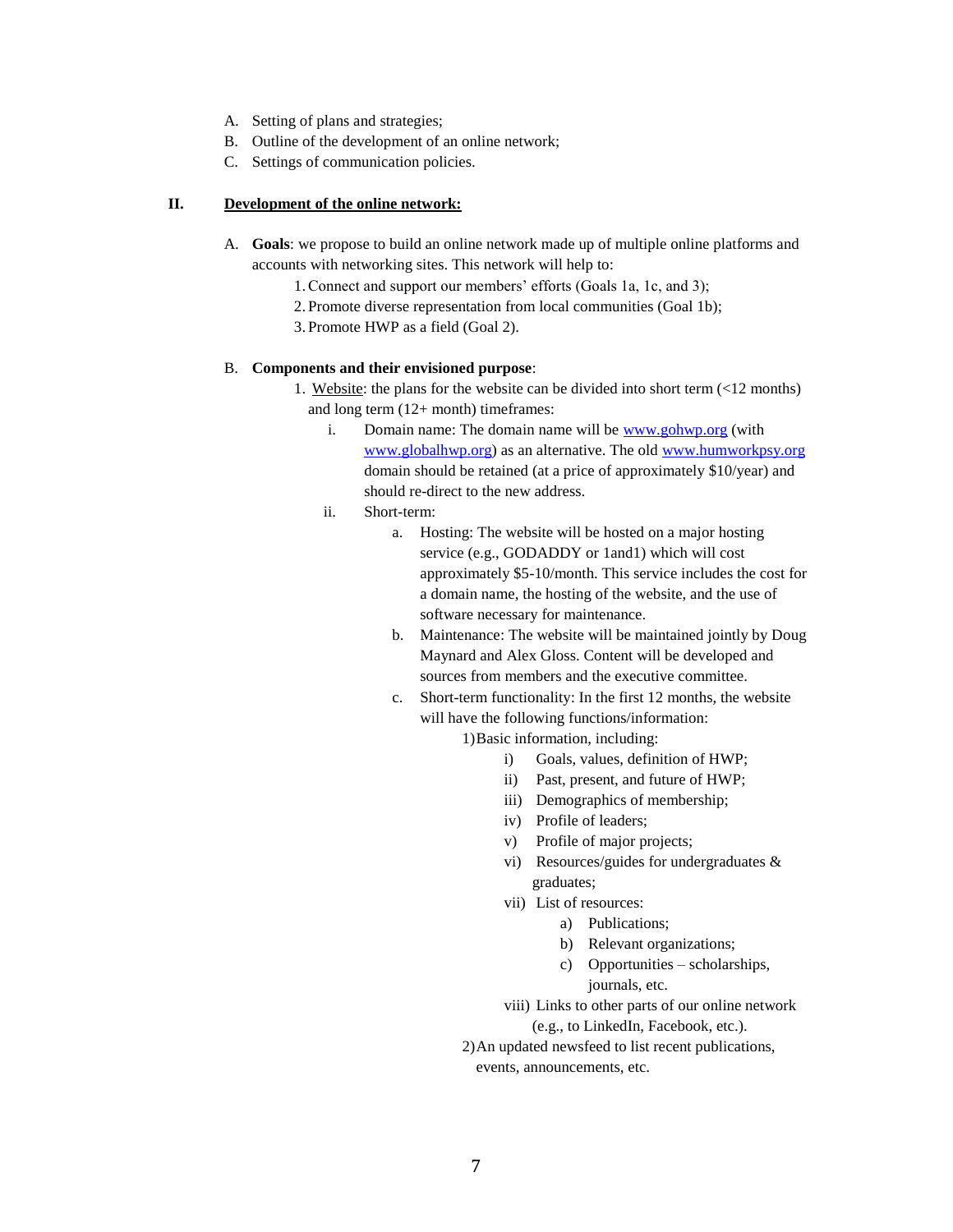A. Setting of plans and strategies;
B. Outline of the development of an online network;
C. Settings of communication policies.

## II. Development of the online network:

A. **Goals**: we propose to build an online network made up of multiple online platforms and accounts with networking sites. This network will help to:

1. Connect and support our members' efforts (Goals 1a, 1c, and 3);
2. Promote diverse representation from local communities (Goal 1b);
3. Promote HWP as a field (Goal 2).

B. **Components and their envisioned purpose**:

1. Website: the plans for the website can be divided into short term (<12 months) and long term (12+ month) timeframes:
   - i. Domain name: The domain name will be www.gohwp.org (with www.globalhwp.org) as an alternative. The old www.humworkpsy.org domain should be retained (at a price of approximately $10/year) and should re-direct to the new address.
   - ii. Short-term:
     - a. Hosting: The website will be hosted on a major hosting service (e.g., GODADDY or 1and1) which will cost approximately $5-10/month. This service includes the cost for a domain name, the hosting of the website, and the use of software necessary for maintenance.
     - b. Maintenance: The website will be maintained jointly by Doug Maynard and Alex Gloss. Content will be developed and sources from members and the executive committee.
     - c. Short-term functionality: In the first 12 months, the website will have the following functions/information:
       - 1) Basic information, including:
         - i) Goals, values, definition of HWP;
         - ii) Past, present, and future of HWP;
         - iii) Demographics of membership;
         - iv) Profile of leaders;
         - v) Profile of major projects;
         - vi) Resources/guides for undergraduates & graduates;
         - vii) List of resources:
           - a) Publications;
           - b) Relevant organizations;
           - c) Opportunities – scholarships, journals, etc.
         - viii) Links to other parts of our online network (e.g., to LinkedIn, Facebook, etc.).
       - 2) An updated newsfeed to list recent publications, events, announcements, etc.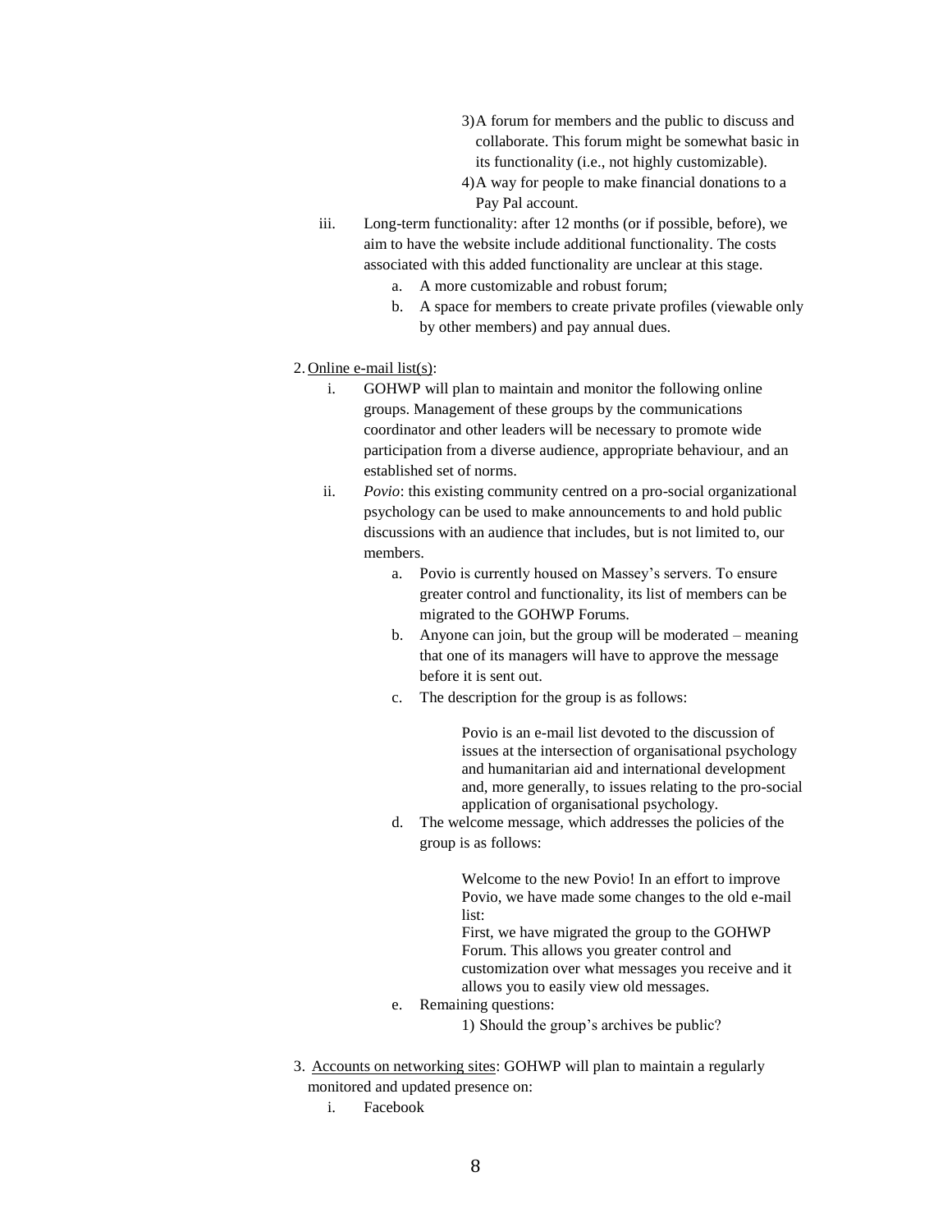3) A forum for members and the public to discuss and collaborate. This forum might be somewhat basic in its functionality (i.e., not highly customizable).
4) A way for people to make financial donations to a Pay Pal account.

iii. Long-term functionality: after 12 months (or if possible, before), we aim to have the website include additional functionality. The costs associated with this added functionality are unclear at this stage.
   a. A more customizable and robust forum;
   b. A space for members to create private profiles (viewable only by other members) and pay annual dues.

2. <u>Online e-mail list(s)</u>:
   i. GOHWP will plan to maintain and monitor the following online groups. Management of these groups by the communications coordinator and other leaders will be necessary to promote wide participation from a diverse audience, appropriate behaviour, and an established set of norms.
   ii. *Povio*: this existing community centred on a pro-social organizational psychology can be used to make announcements to and hold public discussions with an audience that includes, but is not limited to, our members.
      a. Povio is currently housed on Massey's servers. To ensure greater control and functionality, its list of members can be migrated to the GOHWP Forums.
      b. Anyone can join, but the group will be moderated – meaning that one of its managers will have to approve the message before it is sent out.
      c. The description for the group is as follows:

         > Povio is an e-mail list devoted to the discussion of issues at the intersection of organisational psychology and humanitarian aid and international development and, more generally, to issues relating to the pro-social application of organisational psychology.

      d. The welcome message, which addresses the policies of the group is as follows:

         > Welcome to the new Povio! In an effort to improve Povio, we have made some changes to the old e-mail list:
         > First, we have migrated the group to the GOHWP Forum. This allows you greater control and customization over what messages you receive and it allows you to easily view old messages.

      e. Remaining questions:
         1) Should the group's archives be public?

3. <u>Accounts on networking sites</u>: GOHWP will plan to maintain a regularly monitored and updated presence on:
   i. Facebook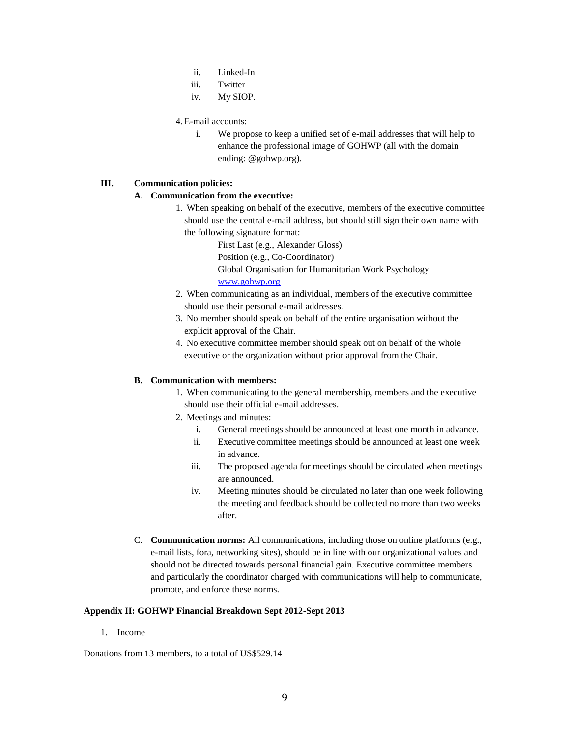ii. Linked-In
   iii. Twitter
   iv. My SIOP.

4. E-mail accounts:
   i. We propose to keep a unified set of e-mail addresses that will help to enhance the professional image of GOHWP (all with the domain ending: @gohwp.org).

## III. Communication policies:

### A. Communication from the executive:

1. When speaking on behalf of the executive, members of the executive committee should use the central e-mail address, but should still sign their own name with the following signature format:

   First Last (e.g., Alexander Gloss)
   Position (e.g., Co-Coordinator)
   Global Organisation for Humanitarian Work Psychology
   www.gohwp.org

2. When communicating as an individual, members of the executive committee should use their personal e-mail addresses.
3. No member should speak on behalf of the entire organisation without the explicit approval of the Chair.
4. No executive committee member should speak out on behalf of the whole executive or the organization without prior approval from the Chair.

### B. Communication with members:

1. When communicating to the general membership, members and the executive should use their official e-mail addresses.
2. Meetings and minutes:
   i. General meetings should be announced at least one month in advance.
   ii. Executive committee meetings should be announced at least one week in advance.
   iii. The proposed agenda for meetings should be circulated when meetings are announced.
   iv. Meeting minutes should be circulated no later than one week following the meeting and feedback should be collected no more than two weeks after.

C. **Communication norms:** All communications, including those on online platforms (e.g., e-mail lists, fora, networking sites), should be in line with our organizational values and should not be directed towards personal financial gain. Executive committee members and particularly the coordinator charged with communications will help to communicate, promote, and enforce these norms.

## Appendix II: GOHWP Financial Breakdown Sept 2012-Sept 2013

1. Income

Donations from 13 members, to a total of US$529.14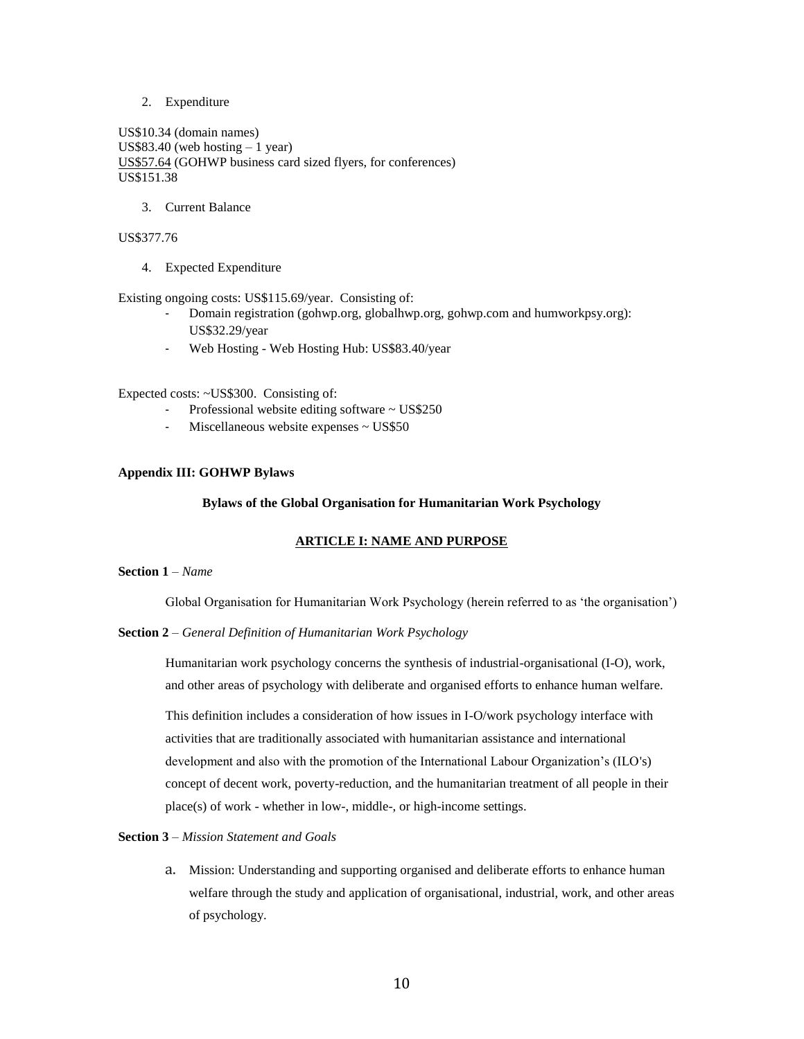2. Expenditure

US$10.34 (domain names)
US$83.40 (web hosting – 1 year)
US$57.64 (GOHWP business card sized flyers, for conferences)
US$151.38

3. Current Balance

US$377.76

4. Expected Expenditure

Existing ongoing costs: US$115.69/year. Consisting of:

- Domain registration (gohwp.org, globalhwp.org, gohwp.com and humworkpsy.org): US$32.29/year
- Web Hosting - Web Hosting Hub: US$83.40/year

Expected costs: ~US$300. Consisting of:

- Professional website editing software ~ US$250
- Miscellaneous website expenses ~ US$50

**Appendix III: GOHWP Bylaws**

**Bylaws of the Global Organisation for Humanitarian Work Psychology**

**ARTICLE I: NAME AND PURPOSE**

**Section 1** – *Name*

Global Organisation for Humanitarian Work Psychology (herein referred to as 'the organisation')

**Section 2** – *General Definition of Humanitarian Work Psychology*

Humanitarian work psychology concerns the synthesis of industrial-organisational (I-O), work, and other areas of psychology with deliberate and organised efforts to enhance human welfare.

This definition includes a consideration of how issues in I-O/work psychology interface with activities that are traditionally associated with humanitarian assistance and international development and also with the promotion of the International Labour Organization's (ILO's) concept of decent work, poverty-reduction, and the humanitarian treatment of all people in their place(s) of work - whether in low-, middle-, or high-income settings.

**Section 3** – *Mission Statement and Goals*

a. Mission: Understanding and supporting organised and deliberate efforts to enhance human welfare through the study and application of organisational, industrial, work, and other areas of psychology.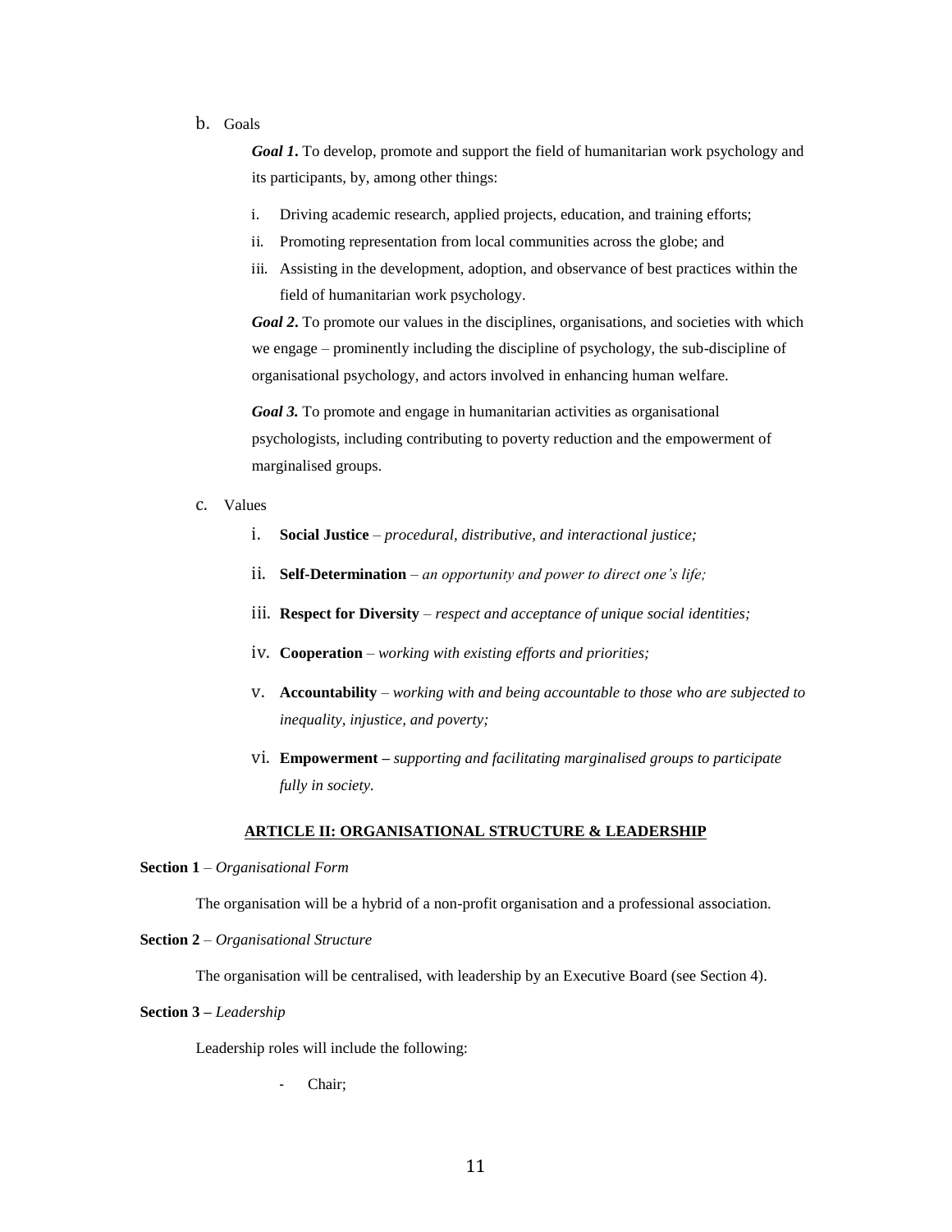b. Goals

***Goal 1***. To develop, promote and support the field of humanitarian work psychology and its participants, by, among other things:

i. Driving academic research, applied projects, education, and training efforts;
ii. Promoting representation from local communities across the globe; and
iii. Assisting in the development, adoption, and observance of best practices within the field of humanitarian work psychology.

***Goal 2***. To promote our values in the disciplines, organisations, and societies with which we engage – prominently including the discipline of psychology, the sub-discipline of organisational psychology, and actors involved in enhancing human welfare.

***Goal 3.*** To promote and engage in humanitarian activities as organisational psychologists, including contributing to poverty reduction and the empowerment of marginalised groups.

c. Values

i. **Social Justice** – *procedural, distributive, and interactional justice;*
ii. **Self-Determination** – *an opportunity and power to direct one's life;*
iii. **Respect for Diversity** – *respect and acceptance of unique social identities;*
iv. **Cooperation** – *working with existing efforts and priorities;*
v. **Accountability** – *working with and being accountable to those who are subjected to inequality, injustice, and poverty;*
vi. **Empowerment –** *supporting and facilitating marginalised groups to participate fully in society.*

## ARTICLE II: ORGANISATIONAL STRUCTURE & LEADERSHIP

**Section 1** – *Organisational Form*

The organisation will be a hybrid of a non-profit organisation and a professional association.

**Section 2** – *Organisational Structure*

The organisation will be centralised, with leadership by an Executive Board (see Section 4).

**Section 3 –** *Leadership*

Leadership roles will include the following:

- Chair;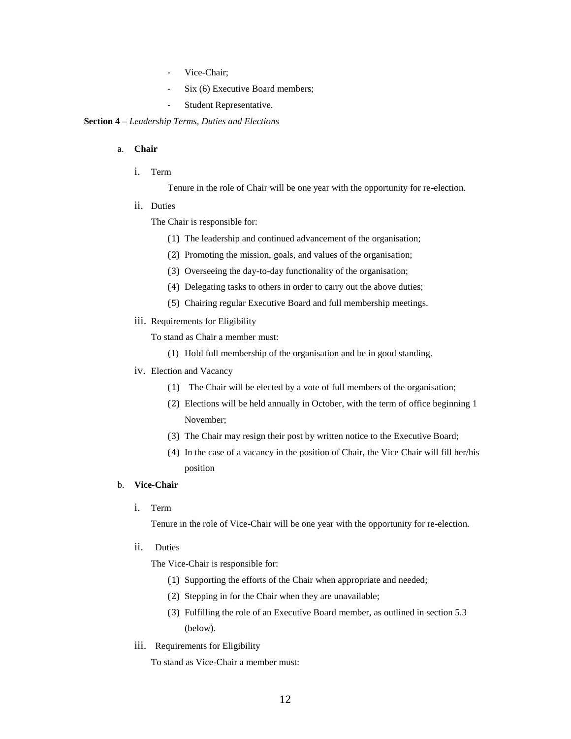- Vice-Chair;
- Six (6) Executive Board members;
- Student Representative.

**Section 4 –** *Leadership Terms, Duties and Elections*

a. **Chair**

i. Term

Tenure in the role of Chair will be one year with the opportunity for re-election.

ii. Duties

The Chair is responsible for:

(1) The leadership and continued advancement of the organisation;

(2) Promoting the mission, goals, and values of the organisation;

(3) Overseeing the day-to-day functionality of the organisation;

(4) Delegating tasks to others in order to carry out the above duties;

(5) Chairing regular Executive Board and full membership meetings.

iii. Requirements for Eligibility

To stand as Chair a member must:

(1) Hold full membership of the organisation and be in good standing.

iv. Election and Vacancy

(1) The Chair will be elected by a vote of full members of the organisation;

(2) Elections will be held annually in October, with the term of office beginning 1 November;

(3) The Chair may resign their post by written notice to the Executive Board;

(4) In the case of a vacancy in the position of Chair, the Vice Chair will fill her/his position

b. **Vice-Chair**

i. Term

Tenure in the role of Vice-Chair will be one year with the opportunity for re-election.

ii. Duties

The Vice-Chair is responsible for:

(1) Supporting the efforts of the Chair when appropriate and needed;

(2) Stepping in for the Chair when they are unavailable;

(3) Fulfilling the role of an Executive Board member, as outlined in section 5.3 (below).

iii. Requirements for Eligibility

To stand as Vice-Chair a member must: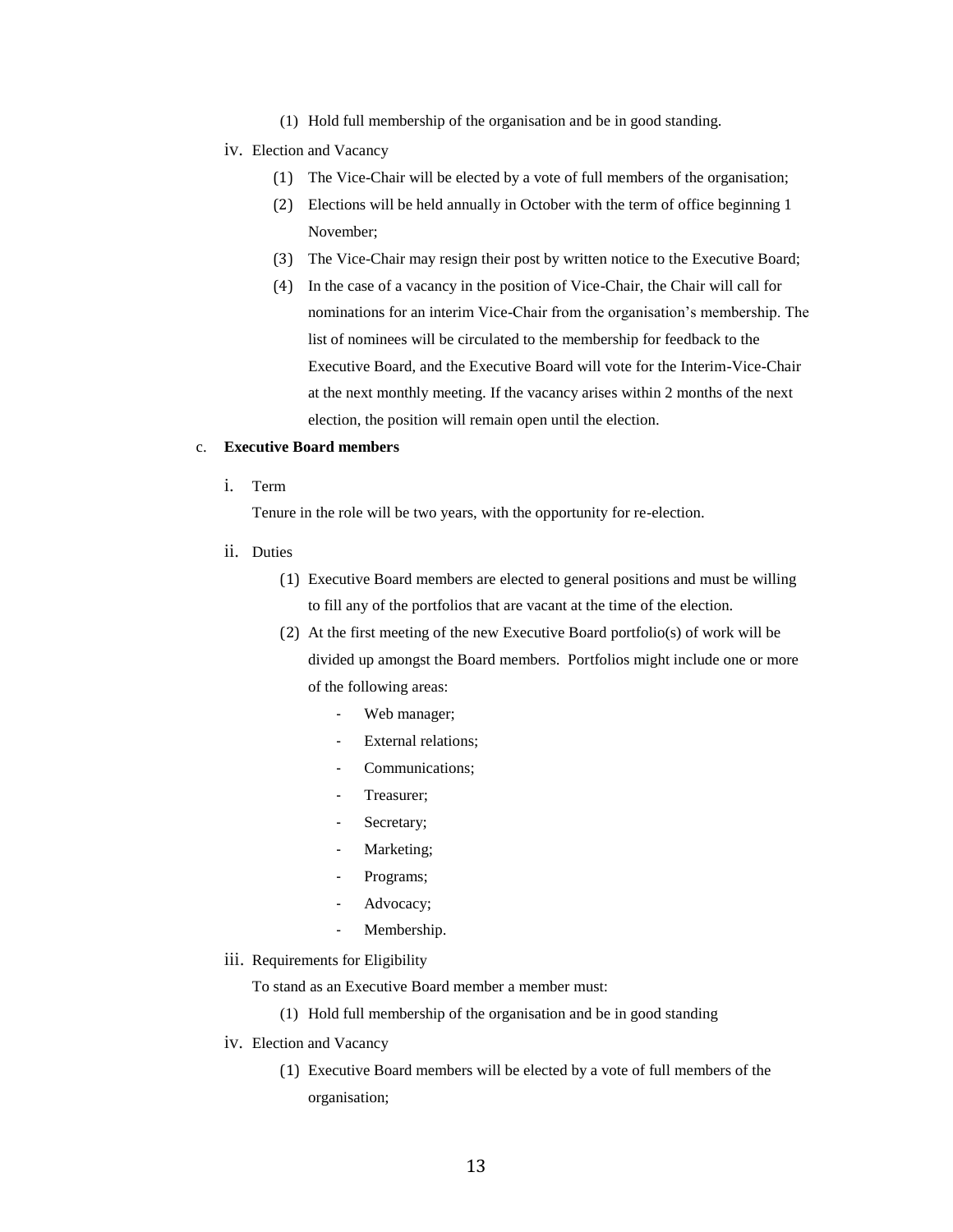(1) Hold full membership of the organisation and be in good standing.

iv. Election and Vacancy

(1) The Vice-Chair will be elected by a vote of full members of the organisation;

(2) Elections will be held annually in October with the term of office beginning 1 November;

(3) The Vice-Chair may resign their post by written notice to the Executive Board;

(4) In the case of a vacancy in the position of Vice-Chair, the Chair will call for nominations for an interim Vice-Chair from the organisation's membership. The list of nominees will be circulated to the membership for feedback to the Executive Board, and the Executive Board will vote for the Interim-Vice-Chair at the next monthly meeting. If the vacancy arises within 2 months of the next election, the position will remain open until the election.

c. **Executive Board members**

i. Term

Tenure in the role will be two years, with the opportunity for re-election.

ii. Duties

(1) Executive Board members are elected to general positions and must be willing to fill any of the portfolios that are vacant at the time of the election.

(2) At the first meeting of the new Executive Board portfolio(s) of work will be divided up amongst the Board members. Portfolios might include one or more of the following areas:

- Web manager;
- External relations;
- Communications;
- Treasurer;
- Secretary;
- Marketing;
- Programs;
- Advocacy;
- Membership.

iii. Requirements for Eligibility

To stand as an Executive Board member a member must:

(1) Hold full membership of the organisation and be in good standing

iv. Election and Vacancy

(1) Executive Board members will be elected by a vote of full members of the organisation;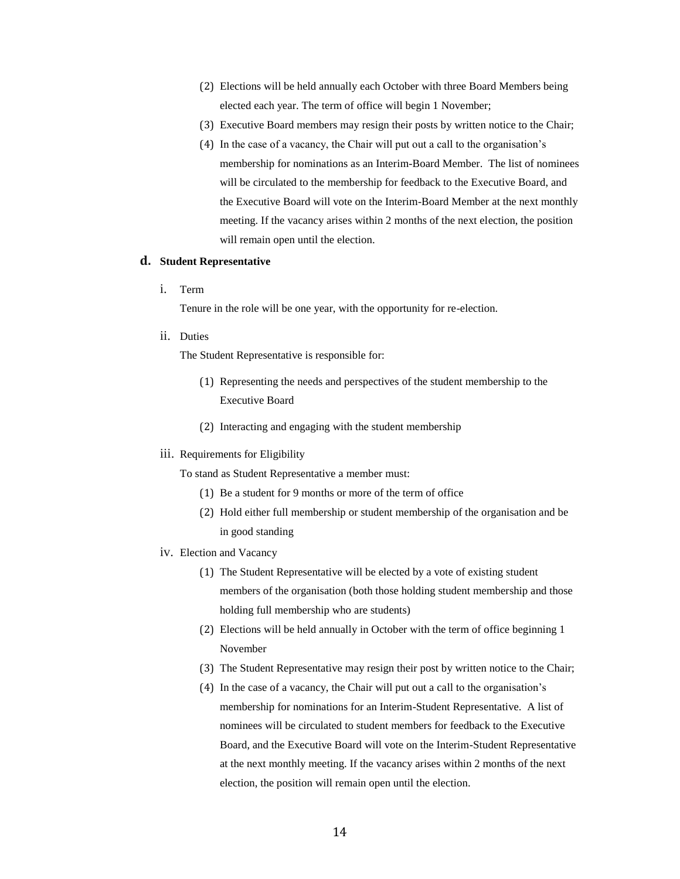(2) Elections will be held annually each October with three Board Members being elected each year. The term of office will begin 1 November;

(3) Executive Board members may resign their posts by written notice to the Chair;

(4) In the case of a vacancy, the Chair will put out a call to the organisation's membership for nominations as an Interim-Board Member. The list of nominees will be circulated to the membership for feedback to the Executive Board, and the Executive Board will vote on the Interim-Board Member at the next monthly meeting. If the vacancy arises within 2 months of the next election, the position will remain open until the election.

### d. Student Representative

i. Term

Tenure in the role will be one year, with the opportunity for re-election.

ii. Duties

The Student Representative is responsible for:

(1) Representing the needs and perspectives of the student membership to the Executive Board

(2) Interacting and engaging with the student membership

iii. Requirements for Eligibility

To stand as Student Representative a member must:

(1) Be a student for 9 months or more of the term of office

(2) Hold either full membership or student membership of the organisation and be in good standing

iv. Election and Vacancy

(1) The Student Representative will be elected by a vote of existing student members of the organisation (both those holding student membership and those holding full membership who are students)

(2) Elections will be held annually in October with the term of office beginning 1 November

(3) The Student Representative may resign their post by written notice to the Chair;

(4) In the case of a vacancy, the Chair will put out a call to the organisation's membership for nominations for an Interim-Student Representative. A list of nominees will be circulated to student members for feedback to the Executive Board, and the Executive Board will vote on the Interim-Student Representative at the next monthly meeting. If the vacancy arises within 2 months of the next election, the position will remain open until the election.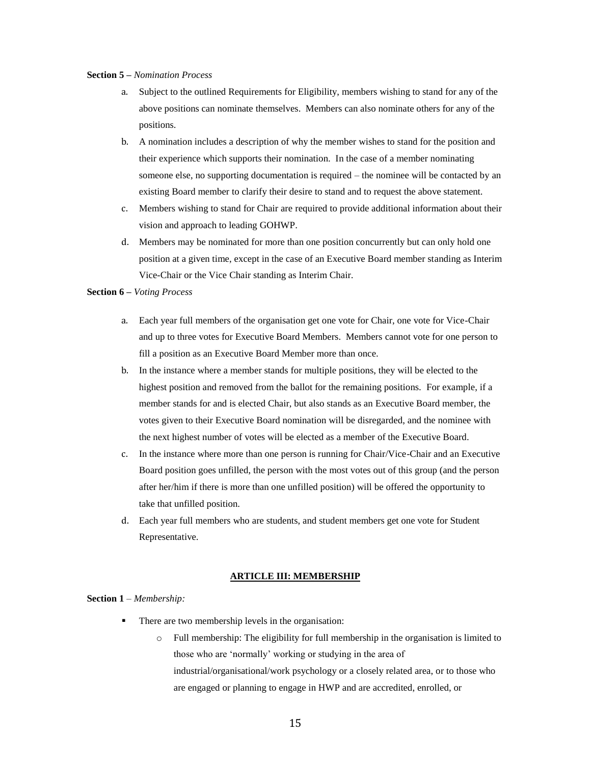**Section 5 –** *Nomination Process*

a. Subject to the outlined Requirements for Eligibility, members wishing to stand for any of the above positions can nominate themselves. Members can also nominate others for any of the positions.

b. A nomination includes a description of why the member wishes to stand for the position and their experience which supports their nomination. In the case of a member nominating someone else, no supporting documentation is required – the nominee will be contacted by an existing Board member to clarify their desire to stand and to request the above statement.

c. Members wishing to stand for Chair are required to provide additional information about their vision and approach to leading GOHWP.

d. Members may be nominated for more than one position concurrently but can only hold one position at a given time, except in the case of an Executive Board member standing as Interim Vice-Chair or the Vice Chair standing as Interim Chair.

**Section 6 –** *Voting Process*

a. Each year full members of the organisation get one vote for Chair, one vote for Vice-Chair and up to three votes for Executive Board Members. Members cannot vote for one person to fill a position as an Executive Board Member more than once.

b. In the instance where a member stands for multiple positions, they will be elected to the highest position and removed from the ballot for the remaining positions. For example, if a member stands for and is elected Chair, but also stands as an Executive Board member, the votes given to their Executive Board nomination will be disregarded, and the nominee with the next highest number of votes will be elected as a member of the Executive Board.

c. In the instance where more than one person is running for Chair/Vice-Chair and an Executive Board position goes unfilled, the person with the most votes out of this group (and the person after her/him if there is more than one unfilled position) will be offered the opportunity to take that unfilled position.

d. Each year full members who are students, and student members get one vote for Student Representative.

## ARTICLE III: MEMBERSHIP

**Section 1** – *Membership:*

- There are two membership levels in the organisation:
  - Full membership: The eligibility for full membership in the organisation is limited to those who are 'normally' working or studying in the area of industrial/organisational/work psychology or a closely related area, or to those who are engaged or planning to engage in HWP and are accredited, enrolled, or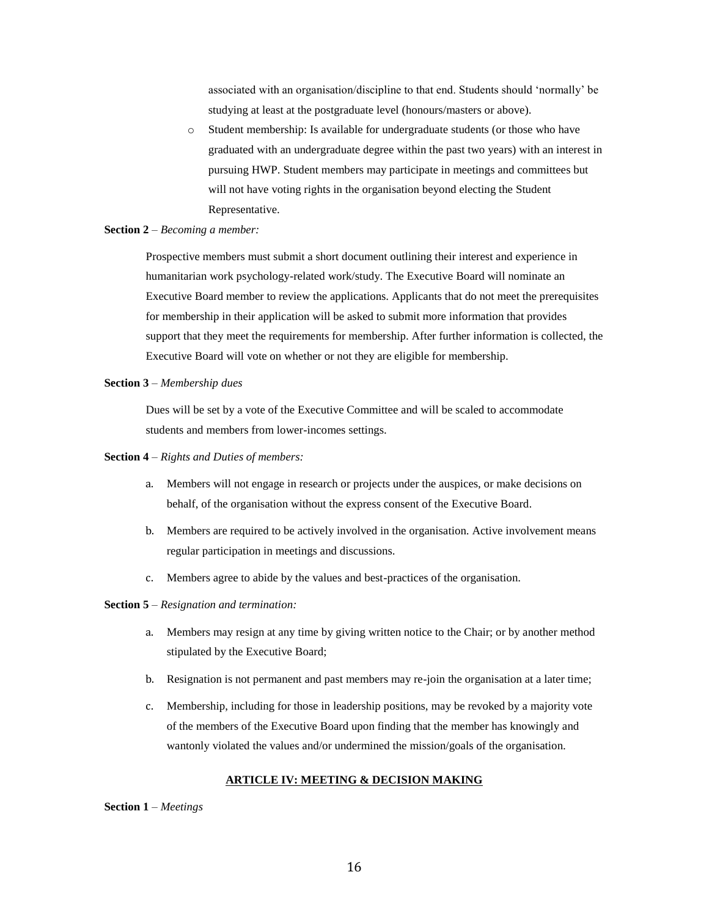associated with an organisation/discipline to that end. Students should 'normally' be studying at least at the postgraduate level (honours/masters or above).

- Student membership: Is available for undergraduate students (or those who have graduated with an undergraduate degree within the past two years) with an interest in pursuing HWP. Student members may participate in meetings and committees but will not have voting rights in the organisation beyond electing the Student Representative.

**Section 2** – *Becoming a member:*

Prospective members must submit a short document outlining their interest and experience in humanitarian work psychology-related work/study. The Executive Board will nominate an Executive Board member to review the applications. Applicants that do not meet the prerequisites for membership in their application will be asked to submit more information that provides support that they meet the requirements for membership. After further information is collected, the Executive Board will vote on whether or not they are eligible for membership.

**Section 3** – *Membership dues*

Dues will be set by a vote of the Executive Committee and will be scaled to accommodate students and members from lower-incomes settings.

**Section 4** – *Rights and Duties of members:*

a. Members will not engage in research or projects under the auspices, or make decisions on behalf, of the organisation without the express consent of the Executive Board.

b. Members are required to be actively involved in the organisation. Active involvement means regular participation in meetings and discussions.

c. Members agree to abide by the values and best-practices of the organisation.

**Section 5** – *Resignation and termination:*

a. Members may resign at any time by giving written notice to the Chair; or by another method stipulated by the Executive Board;

b. Resignation is not permanent and past members may re-join the organisation at a later time;

c. Membership, including for those in leadership positions, may be revoked by a majority vote of the members of the Executive Board upon finding that the member has knowingly and wantonly violated the values and/or undermined the mission/goals of the organisation.

## ARTICLE IV: MEETING & DECISION MAKING

**Section 1** – *Meetings*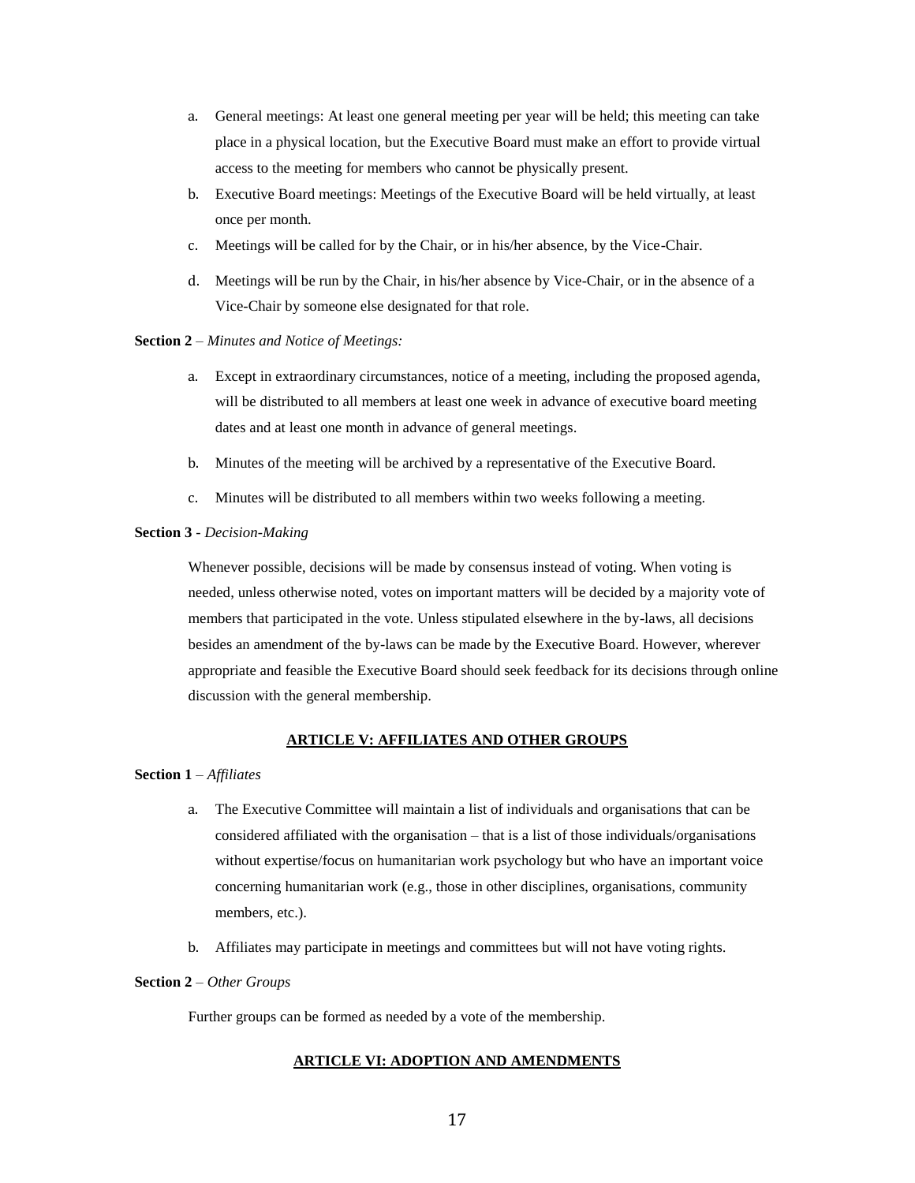a. General meetings: At least one general meeting per year will be held; this meeting can take place in a physical location, but the Executive Board must make an effort to provide virtual access to the meeting for members who cannot be physically present.

b. Executive Board meetings: Meetings of the Executive Board will be held virtually, at least once per month.

c. Meetings will be called for by the Chair, or in his/her absence, by the Vice-Chair.

d. Meetings will be run by the Chair, in his/her absence by Vice-Chair, or in the absence of a Vice-Chair by someone else designated for that role.

**Section 2** – *Minutes and Notice of Meetings:*

a. Except in extraordinary circumstances, notice of a meeting, including the proposed agenda, will be distributed to all members at least one week in advance of executive board meeting dates and at least one month in advance of general meetings.

b. Minutes of the meeting will be archived by a representative of the Executive Board.

c. Minutes will be distributed to all members within two weeks following a meeting.

**Section 3** - *Decision-Making*

Whenever possible, decisions will be made by consensus instead of voting. When voting is needed, unless otherwise noted, votes on important matters will be decided by a majority vote of members that participated in the vote. Unless stipulated elsewhere in the by-laws, all decisions besides an amendment of the by-laws can be made by the Executive Board. However, wherever appropriate and feasible the Executive Board should seek feedback for its decisions through online discussion with the general membership.

## ARTICLE V: AFFILIATES AND OTHER GROUPS

**Section 1** – *Affiliates*

a. The Executive Committee will maintain a list of individuals and organisations that can be considered affiliated with the organisation – that is a list of those individuals/organisations without expertise/focus on humanitarian work psychology but who have an important voice concerning humanitarian work (e.g., those in other disciplines, organisations, community members, etc.).

b. Affiliates may participate in meetings and committees but will not have voting rights.

**Section 2** – *Other Groups*

Further groups can be formed as needed by a vote of the membership.

## ARTICLE VI: ADOPTION AND AMENDMENTS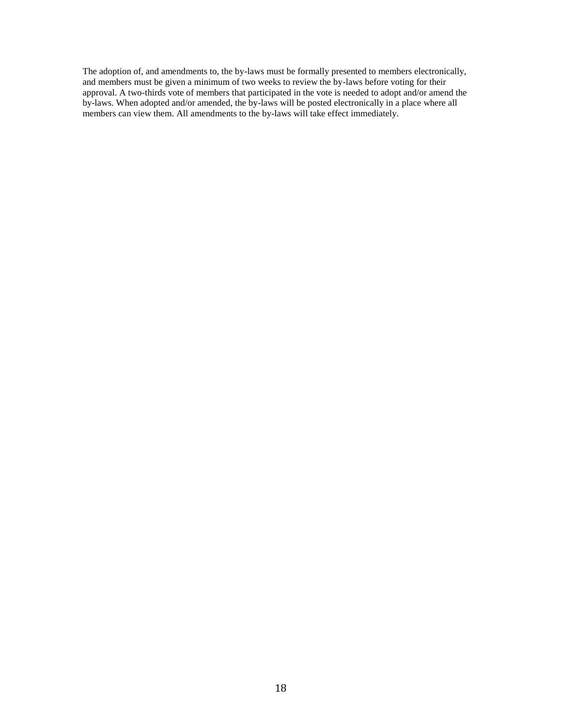The adoption of, and amendments to, the by-laws must be formally presented to members electronically, and members must be given a minimum of two weeks to review the by-laws before voting for their approval. A two-thirds vote of members that participated in the vote is needed to adopt and/or amend the by-laws. When adopted and/or amended, the by-laws will be posted electronically in a place where all members can view them. All amendments to the by-laws will take effect immediately.